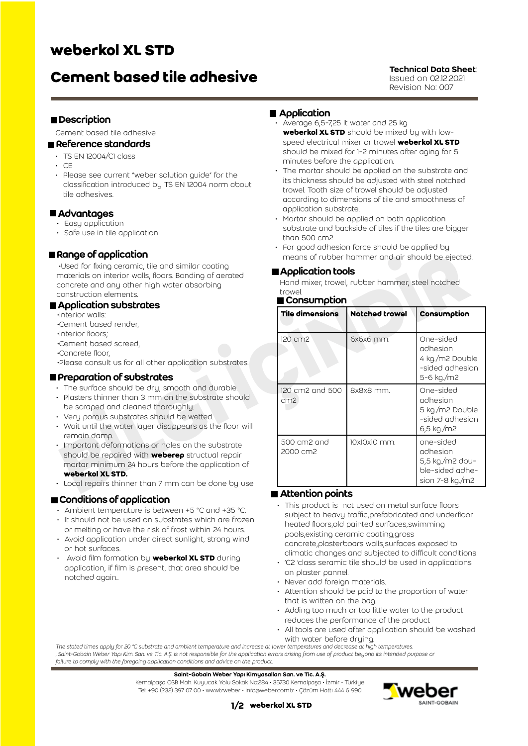# weberkol XL STD

# Cement based tile adhesive

**Technical Data Sheet**:
Issued on 02.12.2021
Revision No: 007

## Description

Cement based tile adhesive

## Reference standards

- TS EN 12004/C1 class
- CE
- Please see current "weber solution guide" for the classification introduced by TS EN 12004 norm about tile adhesives.

## Advantages

- Easy application
- Safe use in tile application

## Range of application

•Used for fixing ceramic, tile and similar coating materials on interior walls, floors. Bonding of aerated concrete and any other high water absorbing construction elements.

## Application substrates

•Interior walls:
•Cement based render,
•Interior floors;
•Cement based screed,
•Concrete floor,
•Please consult us for all other application substrates.

## Preparation of substrates

- The surface should be dry, smooth and durable.
- Plasters thinner than 3 mm on the substrate should be scraped and cleaned thoroughly.
- Very porous substrates should be wetted.
- Wait until the water layer disappears as the floor will remain damp.
- Important deformations or holes on the substrate should be repaired with **weberep** structural repair mortar minimum 24 hours before the application of **weberkol XL STD.**
- Local repairs thinner than 7 mm can be done by use

## Conditions of application

- Ambient temperature is between +5 °C and +35 °C.
- It should not be used on substrates which are frozen or melting or have the risk of frost within 24 hours.
- Avoid application under direct sunlight, strong wind or hot surfaces.
- Avoid film formation by **weberkol XL STD** during application, if film is present, that area should be notched again..

## Application

- Average 6,5-7,25 lt water and 25 kg **weberkol XL STD** should be mixed by with low-speed electrical mixer or trowel **weberkol XL STD** should be mixed for 1-2 minutes after aging for 5 minutes before the application.
- The mortar should be applied on the substrate and its thickness should be adjusted with steel notched trowel. Tooth size of trowel should be adjusted according to dimensions of tile and smoothness of application substrate.
- Mortar should be applied on both application substrate and backside of tiles if the tiles are bigger than 500 cm2
- For good adhesion force should be applied by means of rubber hammer and air should be ejected.

## Application tools

Hand mixer, trowel, rubber hammer, steel notched trowel.

## Consumption

| Tile dimensions | Notched trowel | Consumption |
|---|---|---|
| 120 cm2 | 6x6x6 mm. | One-sided adhesion 4 kg./m2 Double-sided adhesion 5-6 kg./m2 |
| 120 cm2 and 500 cm2 | 8x8x8 mm. | One-sided adhesion 5 kg./m2 Double-sided adhesion 6,5 kg./m2 |
| 500 cm2 and 2000 cm2 | 10x10x10 mm. | one-sided adhesion 5,5 kg./m2 double-sided adhesion 7-8 kg./m2 |

## Attention points

- This product is not used on metal surface floors subject to heavy traffic,prefabricated and underfloor heated floors,old painted surfaces,swimming pools,existing ceramic coating,gross concrete,plasterboars walls,surfaces exposed to climatic changes and subjected to difficult conditions
- 'C2 'class seramic tile should be used in applications on plaster pannel.
- Never add foreign materials.
- Attention should be paid to the proportion of water that is written on the bag.
- Adding too much or too little water to the product reduces the performance of the product
- All tools are used after application should be washed with water before drying.

*The stated times apply for 20 °C substrate and ambient temperature and increase at lower temperatures and decrease at high temperatures.*
*, Saint-Gobain Weber Yapı Kim. San. ve Tic. A.Ş. is not responsible for the application errors arising from use of product beyond its intended purpose or failure to comply with the foregoing application conditions and advice on the product.*

**Saint-Gobain Weber Yapı Kimyasalları San. ve Tic. A.Ş.**
Kemalpaşa OSB Mah. Kuyucak Yolu Sokak No:284 • 35730 Kemalpaşa • İzmir • Türkiye
Tel: +90 (232) 397 07 00 • www.tr.weber • info@weber.com.tr • Çözüm Hattı 444 6 990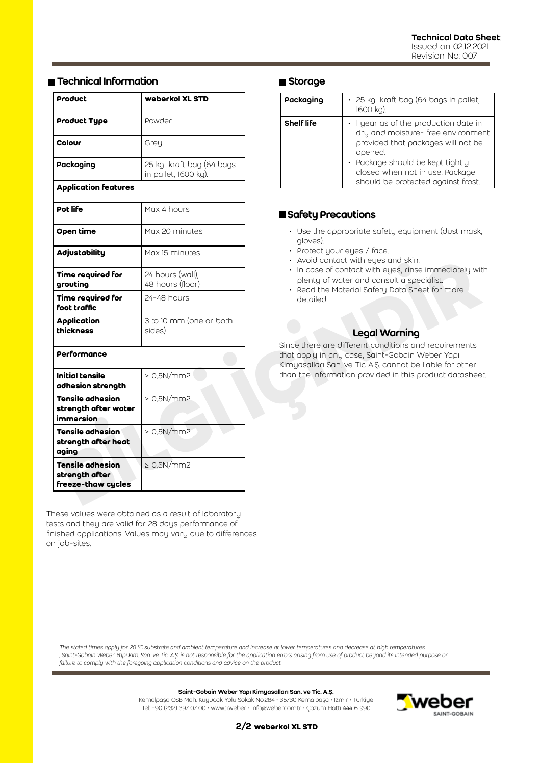## Technical Information

| Product | weberkol XL STD |
| --- | --- |
| Product Type | Powder |
| Colour | Grey |
| Packaging | 25 kg kraft bag (64 bags in pallet, 1600 kg). |
| **Application features** | |
| Pot life | Max 4 hours |
| Open time | Max 20 minutes |
| Adjustability | Max 15 minutes |
| Time required for grouting | 24 hours (wall), 48 hours (floor) |
| Time required for foot traffic | 24-48 hours |
| Application thickness | 3 to 10 mm (one or both sides) |
| **Performance** | |
| Initial tensile adhesion strength | ≥ 0,5N/mm2 |
| Tensile adhesion strength after water immersion | ≥ 0,5N/mm2 |
| Tensile adhesion strength after heat aging | ≥ 0,5N/mm2 |
| Tensile adhesion strength after freeze-thaw cycles | ≥ 0,5N/mm2 |

These values were obtained as a result of laboratory tests and they are valid for 28 days performance of finished applications. Values may vary due to differences on job-sites.

## Storage

| Packaging | • 25 kg kraft bag (64 bags in pallet, 1600 kg). |
| --- | --- |
| Shelf life | • 1 year as of the production date in dry and moisture- free environment provided that packages will not be opened.<br>• Package should be kept tightly closed when not in use. Package should be protected against frost. |

## Safety Precautions

- Use the appropriate safety equipment (dust mask, gloves).
- Protect your eyes / face.
- Avoid contact with eyes and skin.
- In case of contact with eyes, rinse immediately with plenty of water and consult a specialist.
- Read the Material Safety Data Sheet for more detailed

### Legal Warning

Since there are different conditions and requirements that apply in any case, Saint-Gobain Weber Yapı Kimyasalları San. ve Tic A.Ş. cannot be liable for other than the information provided in this product datasheet.

*The stated times apply for 20 °C substrate and ambient temperature and increase at lower temperatures and decrease at high temperatures.*
*, Saint-Gobain Weber Yapı Kim. San. ve Tic. A.Ş. is not responsible for the application errors arising from use of product beyond its intended purpose or failure to comply with the foregoing application conditions and advice on the product.*

**Saint-Gobain Weber Yapı Kimyasalları San. ve Tic. A.Ş.**
Kemalpaşa OSB Mah. Kuyucak Yolu Sokak No:284 • 35730 Kemalpaşa • İzmir • Türkiye
Tel: +90 (232) 397 07 00 • www.tr.weber • info@weber.com.tr • Çözüm Hattı 444 6 990